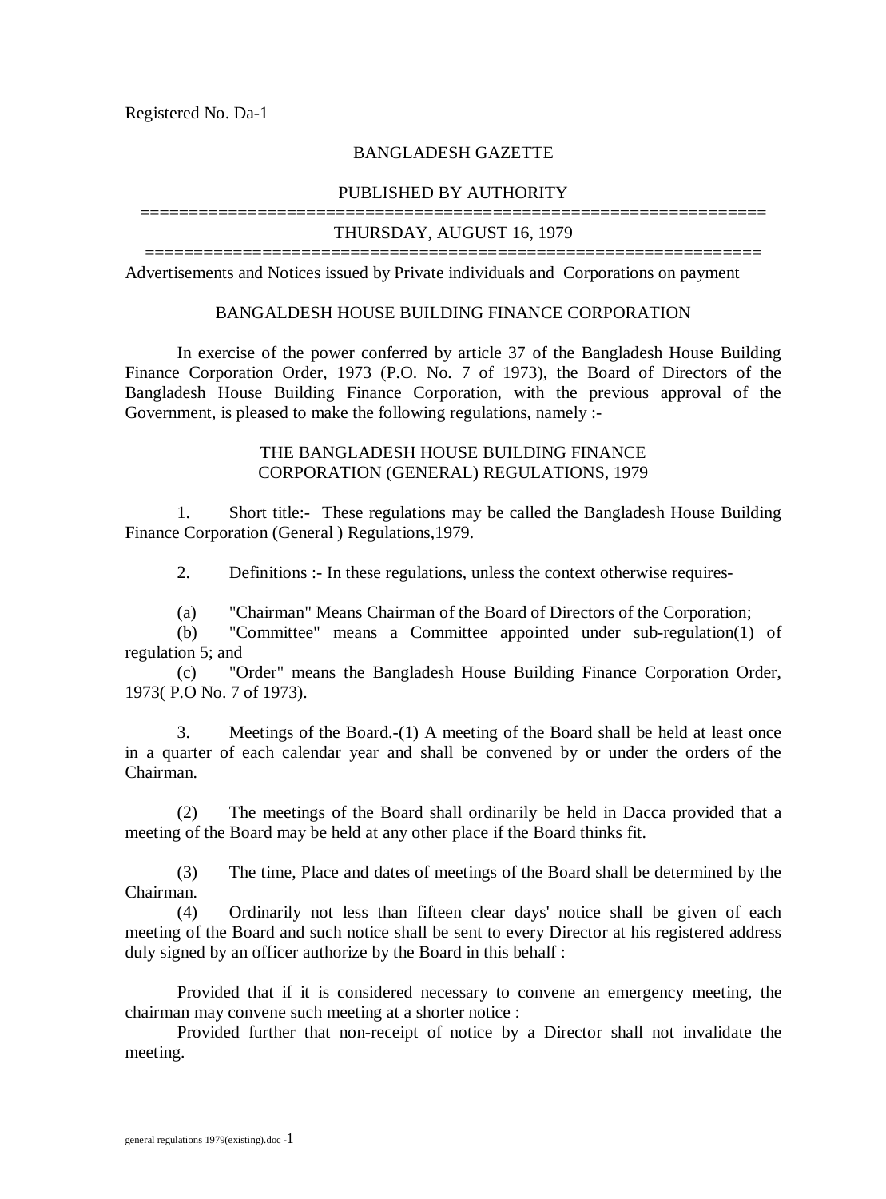Registered No. Da-1

BANGLADESH GAZETTE

PUBLISHED BY AUTHORITY

THURSDAY, AUGUST 16, 1979

Advertisements and Notices issued by Private individuals and Corporations on payment

## BANGALDESH HOUSE BUILDING FINANCE CORPORATION

In exercise of the power conferred by article 37 of the Bangladesh House Building Finance Corporation Order, 1973 (P.O. No. 7 of 1973), the Board of Directors of the Bangladesh House Building Finance Corporation, with the previous approval of the Government, is pleased to make the following regulations, namely :-

## THE BANGLADESH HOUSE BUILDING FINANCE CORPORATION (GENERAL) REGULATIONS, 1979

1. Short title:- These regulations may be called the Bangladesh House Building Finance Corporation (General ) Regulations,1979.

2. Definitions :- In these regulations, unless the context otherwise requires-

(a) "Chairman" Means Chairman of the Board of Directors of the Corporation;

(b) "Committee" means a Committee appointed under sub-regulation(1) of regulation 5; and

(c) "Order" means the Bangladesh House Building Finance Corporation Order, 1973( P.O No. 7 of 1973).

3. Meetings of the Board.-(1) A meeting of the Board shall be held at least once in a quarter of each calendar year and shall be convened by or under the orders of the Chairman.

(2) The meetings of the Board shall ordinarily be held in Dacca provided that a meeting of the Board may be held at any other place if the Board thinks fit.

(3) The time, Place and dates of meetings of the Board shall be determined by the Chairman.

(4) Ordinarily not less than fifteen clear days' notice shall be given of each meeting of the Board and such notice shall be sent to every Director at his registered address duly signed by an officer authorize by the Board in this behalf :

Provided that if it is considered necessary to convene an emergency meeting, the chairman may convene such meeting at a shorter notice :

Provided further that non-receipt of notice by a Director shall not invalidate the meeting.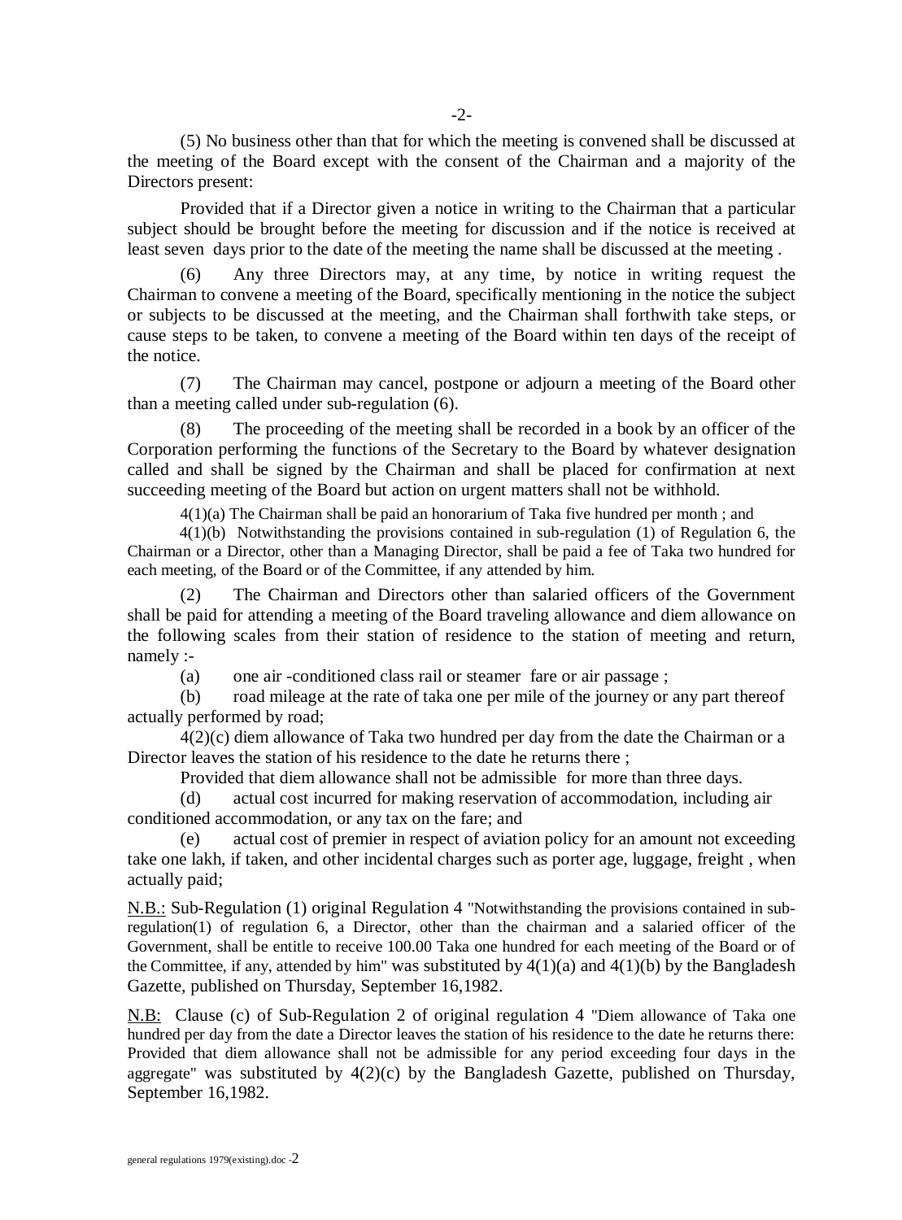(5) No business other than that for which the meeting is convened shall be discussed at the meeting of the Board except with the consent of the Chairman and a majority of the Directors present:

Provided that if a Director given a notice in writing to the Chairman that a particular subject should be brought before the meeting for discussion and if the notice is received at least seven days prior to the date of the meeting the name shall be discussed at the meeting .

(6) Any three Directors may, at any time, by notice in writing request the Chairman to convene a meeting of the Board, specifically mentioning in the notice the subject or subjects to be discussed at the meeting, and the Chairman shall forthwith take steps, or cause steps to be taken, to convene a meeting of the Board within ten days of the receipt of the notice.

(7) The Chairman may cancel, postpone or adjourn a meeting of the Board other than a meeting called under sub-regulation (6).

(8) The proceeding of the meeting shall be recorded in a book by an officer of the Corporation performing the functions of the Secretary to the Board by whatever designation called and shall be signed by the Chairman and shall be placed for confirmation at next succeeding meeting of the Board but action on urgent matters shall not be withhold.

4(1)(a) The Chairman shall be paid an honorarium of Taka five hundred per month ; and

4(1)(b) Notwithstanding the provisions contained in sub-regulation (1) of Regulation 6, the Chairman or a Director, other than a Managing Director, shall be paid a fee of Taka two hundred for each meeting, of the Board or of the Committee, if any attended by him.

(2) The Chairman and Directors other than salaried officers of the Government shall be paid for attending a meeting of the Board traveling allowance and diem allowance on the following scales from their station of residence to the station of meeting and return, namely :-

(a) one air -conditioned class rail or steamer fare or air passage ;

(b) road mileage at the rate of taka one per mile of the journey or any part thereof actually performed by road;

4(2)(c) diem allowance of Taka two hundred per day from the date the Chairman or a Director leaves the station of his residence to the date he returns there ;

Provided that diem allowance shall not be admissible for more than three days.

(d) actual cost incurred for making reservation of accommodation, including air conditioned accommodation, or any tax on the fare; and

(e) actual cost of premier in respect of aviation policy for an amount not exceeding take one lakh, if taken, and other incidental charges such as porter age, luggage, freight , when actually paid;

N.B.: Sub-Regulation (1) original Regulation 4 "Notwithstanding the provisions contained in sub-regulation(1) of regulation 6, a Director, other than the chairman and a salaried officer of the Government, shall be entitle to receive 100.00 Taka one hundred for each meeting of the Board or of the Committee, if any, attended by him" was substituted by 4(1)(a) and 4(1)(b) by the Bangladesh Gazette, published on Thursday, September 16,1982.

N.B: Clause (c) of Sub-Regulation 2 of original regulation 4 "Diem allowance of Taka one hundred per day from the date a Director leaves the station of his residence to the date he returns there: Provided that diem allowance shall not be admissible for any period exceeding four days in the aggregate" was substituted by 4(2)(c) by the Bangladesh Gazette, published on Thursday, September 16,1982.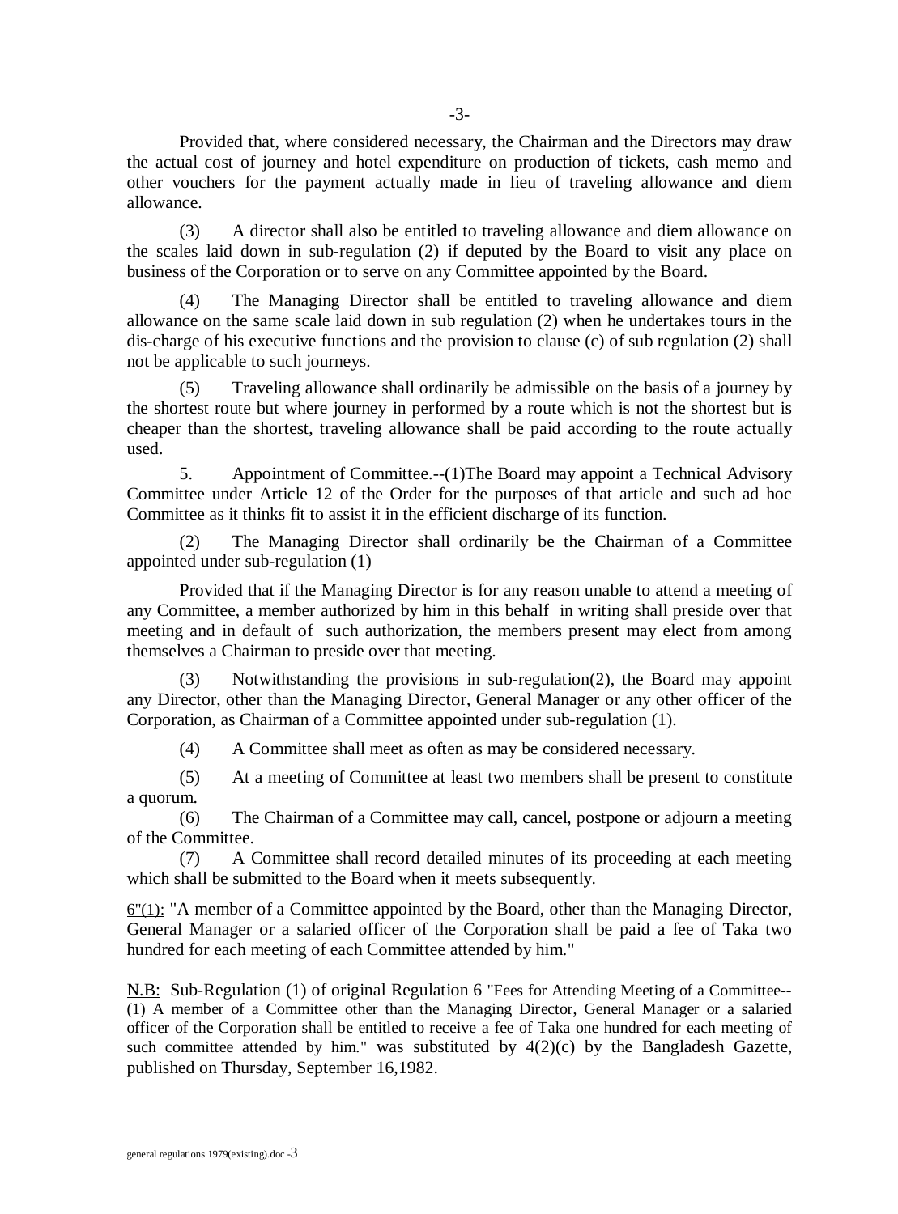Provided that, where considered necessary, the Chairman and the Directors may draw the actual cost of journey and hotel expenditure on production of tickets, cash memo and other vouchers for the payment actually made in lieu of traveling allowance and diem allowance.

(3) A director shall also be entitled to traveling allowance and diem allowance on the scales laid down in sub-regulation (2) if deputed by the Board to visit any place on business of the Corporation or to serve on any Committee appointed by the Board.

(4) The Managing Director shall be entitled to traveling allowance and diem allowance on the same scale laid down in sub regulation (2) when he undertakes tours in the dis-charge of his executive functions and the provision to clause (c) of sub regulation (2) shall not be applicable to such journeys.

(5) Traveling allowance shall ordinarily be admissible on the basis of a journey by the shortest route but where journey in performed by a route which is not the shortest but is cheaper than the shortest, traveling allowance shall be paid according to the route actually used.

5. Appointment of Committee.--(1)The Board may appoint a Technical Advisory Committee under Article 12 of the Order for the purposes of that article and such ad hoc Committee as it thinks fit to assist it in the efficient discharge of its function.

(2) The Managing Director shall ordinarily be the Chairman of a Committee appointed under sub-regulation (1)

Provided that if the Managing Director is for any reason unable to attend a meeting of any Committee, a member authorized by him in this behalf in writing shall preside over that meeting and in default of such authorization, the members present may elect from among themselves a Chairman to preside over that meeting.

(3) Notwithstanding the provisions in sub-regulation(2), the Board may appoint any Director, other than the Managing Director, General Manager or any other officer of the Corporation, as Chairman of a Committee appointed under sub-regulation (1).

(4) A Committee shall meet as often as may be considered necessary.

(5) At a meeting of Committee at least two members shall be present to constitute a quorum.

(6) The Chairman of a Committee may call, cancel, postpone or adjourn a meeting of the Committee.

(7) A Committee shall record detailed minutes of its proceeding at each meeting which shall be submitted to the Board when it meets subsequently.

6"(1): "A member of a Committee appointed by the Board, other than the Managing Director, General Manager or a salaried officer of the Corporation shall be paid a fee of Taka two hundred for each meeting of each Committee attended by him."

N.B: Sub-Regulation (1) of original Regulation 6 "Fees for Attending Meeting of a Committee--(1) A member of a Committee other than the Managing Director, General Manager or a salaried officer of the Corporation shall be entitled to receive a fee of Taka one hundred for each meeting of such committee attended by him." was substituted by 4(2)(c) by the Bangladesh Gazette, published on Thursday, September 16,1982.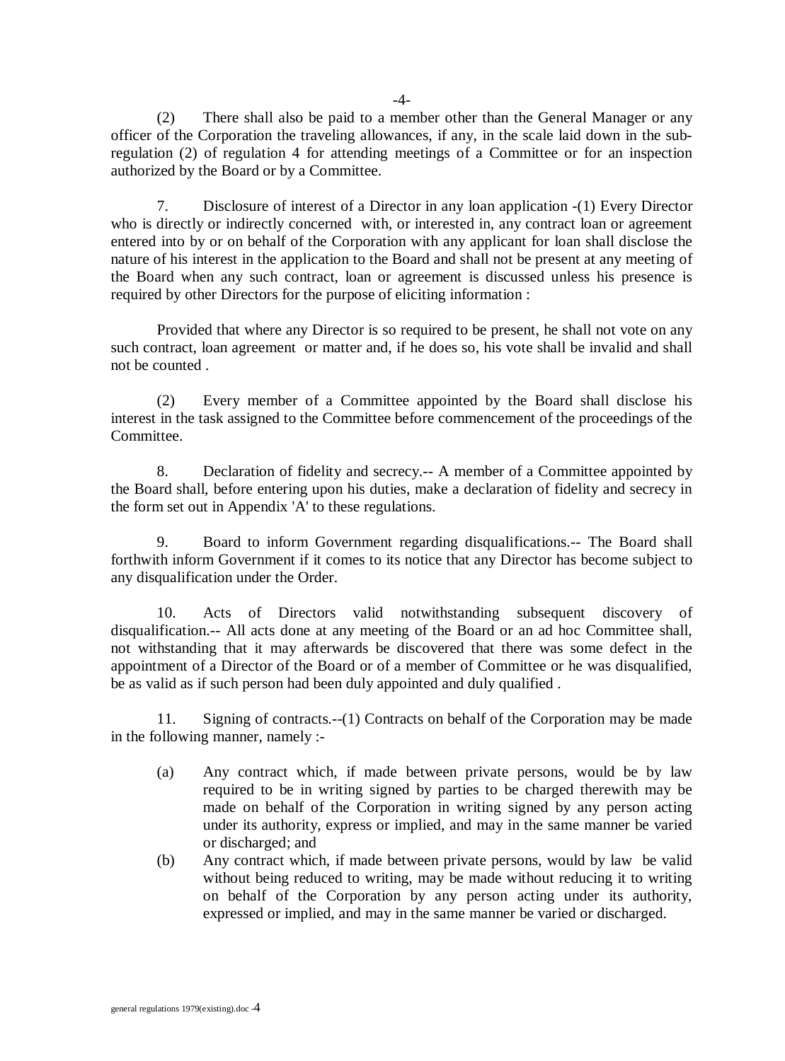(2) There shall also be paid to a member other than the General Manager or any officer of the Corporation the traveling allowances, if any, in the scale laid down in the sub-regulation (2) of regulation 4 for attending meetings of a Committee or for an inspection authorized by the Board or by a Committee.

7. Disclosure of interest of a Director in any loan application -(1) Every Director who is directly or indirectly concerned with, or interested in, any contract loan or agreement entered into by or on behalf of the Corporation with any applicant for loan shall disclose the nature of his interest in the application to the Board and shall not be present at any meeting of the Board when any such contract, loan or agreement is discussed unless his presence is required by other Directors for the purpose of eliciting information :

Provided that where any Director is so required to be present, he shall not vote on any such contract, loan agreement or matter and, if he does so, his vote shall be invalid and shall not be counted .

(2) Every member of a Committee appointed by the Board shall disclose his interest in the task assigned to the Committee before commencement of the proceedings of the Committee.

8. Declaration of fidelity and secrecy.-- A member of a Committee appointed by the Board shall, before entering upon his duties, make a declaration of fidelity and secrecy in the form set out in Appendix 'A' to these regulations.

9. Board to inform Government regarding disqualifications.-- The Board shall forthwith inform Government if it comes to its notice that any Director has become subject to any disqualification under the Order.

10. Acts of Directors valid notwithstanding subsequent discovery of disqualification.-- All acts done at any meeting of the Board or an ad hoc Committee shall, not withstanding that it may afterwards be discovered that there was some defect in the appointment of a Director of the Board or of a member of Committee or he was disqualified, be as valid as if such person had been duly appointed and duly qualified .

11. Signing of contracts.--(1) Contracts on behalf of the Corporation may be made in the following manner, namely :-

(a) Any contract which, if made between private persons, would be by law required to be in writing signed by parties to be charged therewith may be made on behalf of the Corporation in writing signed by any person acting under its authority, express or implied, and may in the same manner be varied or discharged; and

(b) Any contract which, if made between private persons, would by law be valid without being reduced to writing, may be made without reducing it to writing on behalf of the Corporation by any person acting under its authority, expressed or implied, and may in the same manner be varied or discharged.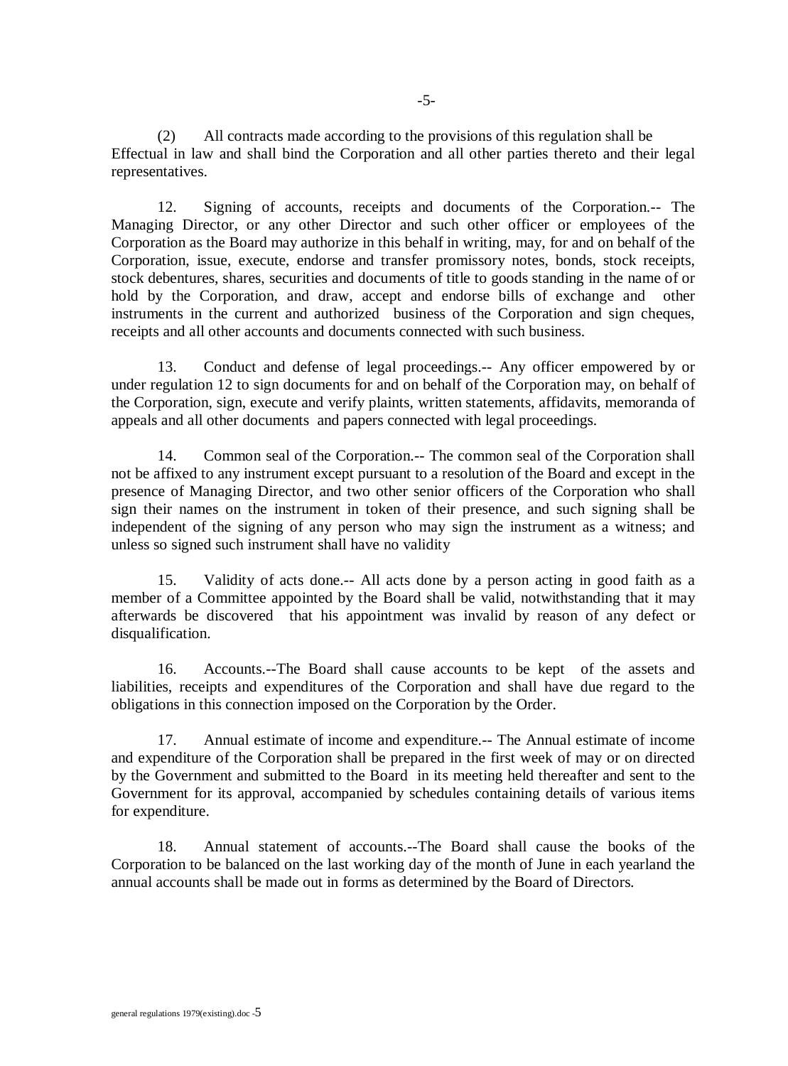(2) All contracts made according to the provisions of this regulation shall be Effectual in law and shall bind the Corporation and all other parties thereto and their legal representatives.

12. Signing of accounts, receipts and documents of the Corporation.-- The Managing Director, or any other Director and such other officer or employees of the Corporation as the Board may authorize in this behalf in writing, may, for and on behalf of the Corporation, issue, execute, endorse and transfer promissory notes, bonds, stock receipts, stock debentures, shares, securities and documents of title to goods standing in the name of or hold by the Corporation, and draw, accept and endorse bills of exchange and other instruments in the current and authorized business of the Corporation and sign cheques, receipts and all other accounts and documents connected with such business.

13. Conduct and defense of legal proceedings.-- Any officer empowered by or under regulation 12 to sign documents for and on behalf of the Corporation may, on behalf of the Corporation, sign, execute and verify plaints, written statements, affidavits, memoranda of appeals and all other documents and papers connected with legal proceedings.

14. Common seal of the Corporation.-- The common seal of the Corporation shall not be affixed to any instrument except pursuant to a resolution of the Board and except in the presence of Managing Director, and two other senior officers of the Corporation who shall sign their names on the instrument in token of their presence, and such signing shall be independent of the signing of any person who may sign the instrument as a witness; and unless so signed such instrument shall have no validity

15. Validity of acts done.-- All acts done by a person acting in good faith as a member of a Committee appointed by the Board shall be valid, notwithstanding that it may afterwards be discovered that his appointment was invalid by reason of any defect or disqualification.

16. Accounts.--The Board shall cause accounts to be kept of the assets and liabilities, receipts and expenditures of the Corporation and shall have due regard to the obligations in this connection imposed on the Corporation by the Order.

17. Annual estimate of income and expenditure.-- The Annual estimate of income and expenditure of the Corporation shall be prepared in the first week of may or on directed by the Government and submitted to the Board in its meeting held thereafter and sent to the Government for its approval, accompanied by schedules containing details of various items for expenditure.

18. Annual statement of accounts.--The Board shall cause the books of the Corporation to be balanced on the last working day of the month of June in each yearland the annual accounts shall be made out in forms as determined by the Board of Directors.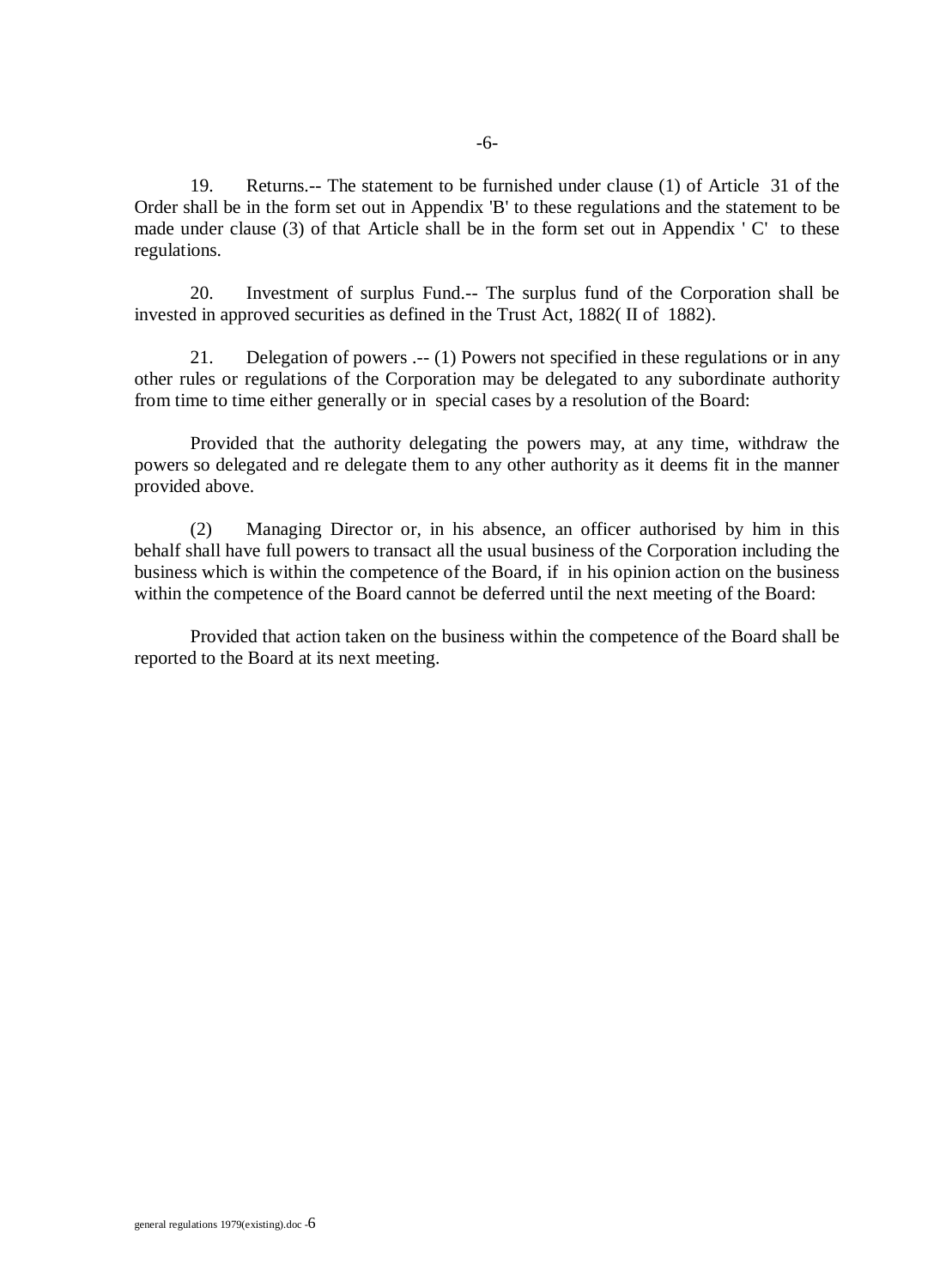19. Returns.-- The statement to be furnished under clause (1) of Article 31 of the Order shall be in the form set out in Appendix 'B' to these regulations and the statement to be made under clause (3) of that Article shall be in the form set out in Appendix ' C' to these regulations.

20. Investment of surplus Fund.-- The surplus fund of the Corporation shall be invested in approved securities as defined in the Trust Act, 1882( II of 1882).

21. Delegation of powers .-- (1) Powers not specified in these regulations or in any other rules or regulations of the Corporation may be delegated to any subordinate authority from time to time either generally or in special cases by a resolution of the Board:

Provided that the authority delegating the powers may, at any time, withdraw the powers so delegated and re delegate them to any other authority as it deems fit in the manner provided above.

(2) Managing Director or, in his absence, an officer authorised by him in this behalf shall have full powers to transact all the usual business of the Corporation including the business which is within the competence of the Board, if in his opinion action on the business within the competence of the Board cannot be deferred until the next meeting of the Board:

Provided that action taken on the business within the competence of the Board shall be reported to the Board at its next meeting.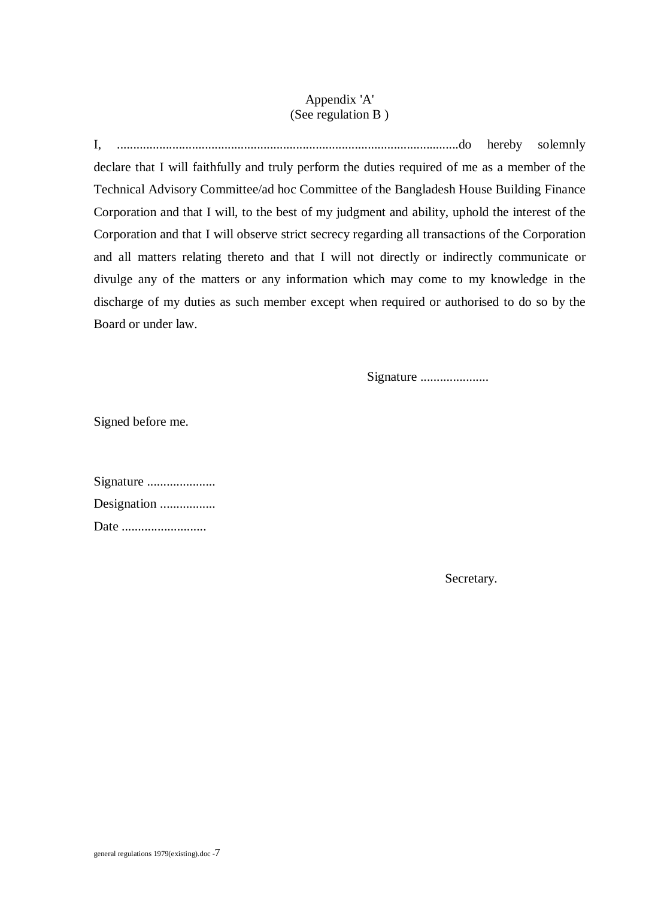Appendix 'A'
(See regulation B )

I, ........................................................................................................do hereby solemnly declare that I will faithfully and truly perform the duties required of me as a member of the Technical Advisory Committee/ad hoc Committee of the Bangladesh House Building Finance Corporation and that I will, to the best of my judgment and ability, uphold the interest of the Corporation and that I will observe strict secrecy regarding all transactions of the Corporation and all matters relating thereto and that I will not directly or indirectly communicate or divulge any of the matters or any information which may come to my knowledge in the discharge of my duties as such member except when required or authorised to do so by the Board or under law.

Signature .....................

Signed before me.

Signature .....................
Designation .................
Date ..........................

Secretary.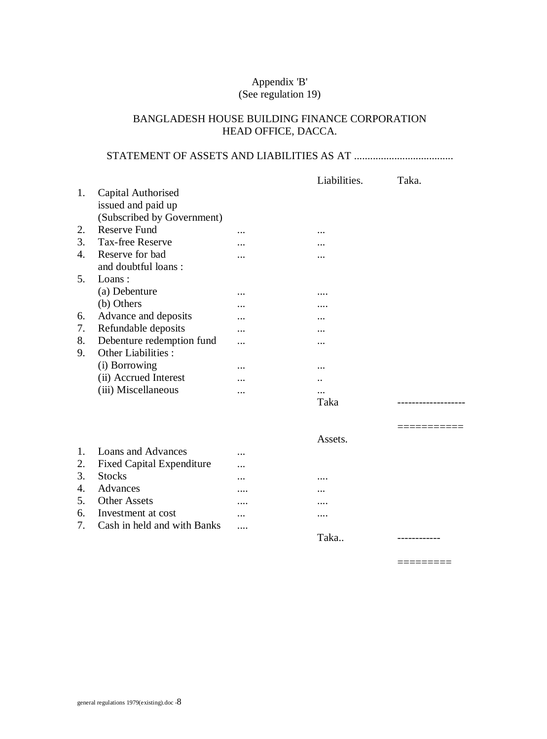Appendix 'B'
(See regulation 19)

BANGLADESH HOUSE BUILDING FINANCE CORPORATION
HEAD OFFICE, DACCA.

STATEMENT OF ASSETS AND LIABILITIES AS AT .....................................

| | | | Liabilities. | Taka. |
|---|---|---|---|---|
| 1. | Capital Authorised issued and paid up (Subscribed by Government) | | | |
| 2. | Reserve Fund | ... | ... | |
| 3. | Tax-free Reserve | ... | ... | |
| 4. | Reserve for bad and doubtful loans : | ... | ... | |
| 5. | Loans : | | | |
| | (a) Debenture | ... | .... | |
| | (b) Others | ... | .... | |
| 6. | Advance and deposits | ... | ... | |
| 7. | Refundable deposits | ... | ... | |
| 8. | Debenture redemption fund | ... | ... | |
| 9. | Other Liabilities : | | | |
| | (i) Borrowing | ... | ... | |
| | (ii) Accrued Interest | ... | .. | |
| | (iii) Miscellaneous | ... | ... | |
| | | | Taka | ------------------- |
| | | | | =========== |

| | | | Assets. | |
|---|---|---|---|---|
| 1. | Loans and Advances | ... | | |
| 2. | Fixed Capital Expenditure | ... | | |
| 3. | Stocks | ... | .... | |
| 4. | Advances | .... | ... | |
| 5. | Other Assets | .... | .... | |
| 6. | Investment at cost | ... | .... | |
| 7. | Cash in held and with Banks | .... | | |
| | | | Taka.. | ------------ |
| | | | | ========= |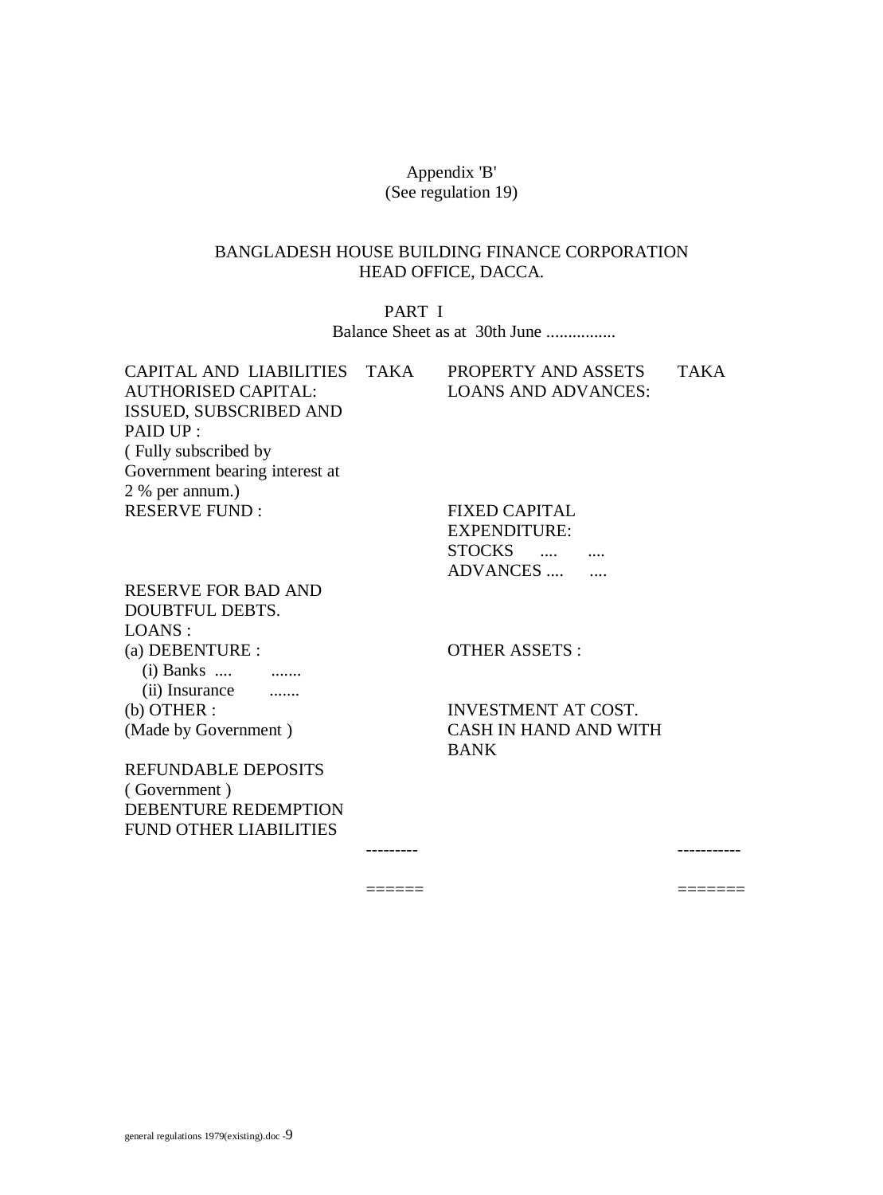Appendix 'B'
(See regulation 19)

BANGLADESH HOUSE BUILDING FINANCE CORPORATION
HEAD OFFICE, DACCA.

PART I
Balance Sheet as at 30th June ................

| CAPITAL AND LIABILITIES | TAKA | PROPERTY AND ASSETS | TAKA |
|---|---|---|---|
| AUTHORISED CAPITAL: | | LOANS AND ADVANCES: | |
| ISSUED, SUBSCRIBED AND PAID UP : ( Fully subscribed by Government bearing interest at 2 % per annum.) | | | |
| RESERVE FUND : | | FIXED CAPITAL EXPENDITURE: | |
| | | STOCKS .... .... | |
| | | ADVANCES .... .... | |
| RESERVE FOR BAD AND DOUBTFUL DEBTS. | | | |
| LOANS : | | | |
| (a) DEBENTURE : | | OTHER ASSETS : | |
| (i) Banks .... ....... | | | |
| (ii) Insurance ....... | | | |
| (b) OTHER : | | INVESTMENT AT COST. | |
| (Made by Government ) | | CASH IN HAND AND WITH BANK | |
| REFUNDABLE DEPOSITS ( Government ) | | | |
| DEBENTURE REDEMPTION FUND OTHER LIABILITIES | | | |
| | --------- | | ----------- |
| | ====== | | ======= |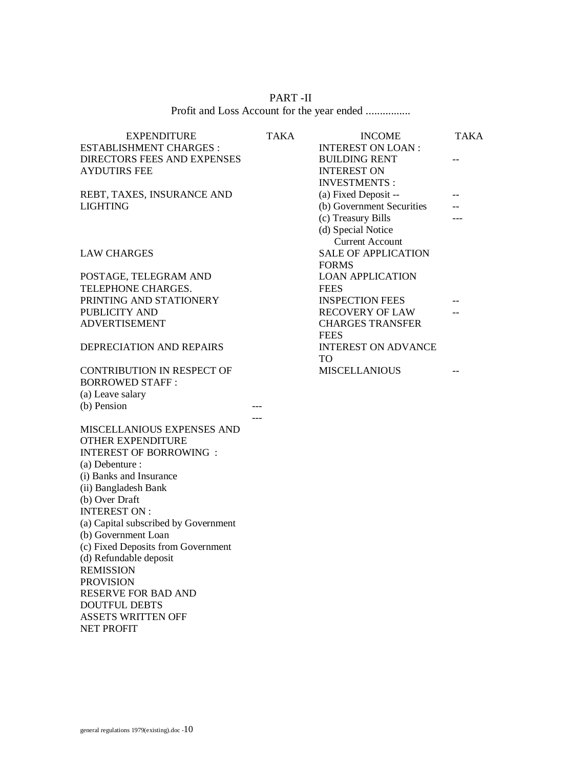PART -II

Profit and Loss Account for the year ended ................

| EXPENDITURE | TAKA | INCOME | TAKA |
|---|---|---|---|
| ESTABLISHMENT CHARGES : | | INTEREST ON LOAN : | |
| DIRECTORS FEES AND EXPENSES | | BUILDING RENT | -- |
| AYDUTIRS FEE | | INTEREST ON INVESTMENTS : | |
| REBT, TAXES, INSURANCE AND LIGHTING | | (a) Fixed Deposit -- | -- |
| | | (b) Government Securities | -- |
| | | (c) Treasury Bills | --- |
| | | (d) Special Notice Current Account | |
| LAW CHARGES | | SALE OF APPLICATION FORMS | |
| POSTAGE, TELEGRAM AND TELEPHONE CHARGES. | | LOAN APPLICATION FEES | |
| PRINTING AND STATIONERY | | INSPECTION FEES | -- |
| PUBLICITY AND ADVERTISEMENT | | RECOVERY OF LAW CHARGES TRANSFER FEES | -- |
| DEPRECIATION AND REPAIRS | | INTEREST ON ADVANCE TO | |
| CONTRIBUTION IN RESPECT OF BORROWED STAFF : | | MISCELLANIOUS | -- |
| (a) Leave salary | | | |
| (b) Pension | --- | | |
| | --- | | |
| MISCELLANIOUS EXPENSES AND OTHER EXPENDITURE | | | |
| INTEREST OF BORROWING : | | | |
| (a) Debenture : | | | |
| (i) Banks and Insurance | | | |
| (ii) Bangladesh Bank | | | |
| (b) Over Draft | | | |
| INTEREST ON : | | | |
| (a) Capital subscribed by Government | | | |
| (b) Government Loan | | | |
| (c) Fixed Deposits from Government | | | |
| (d) Refundable deposit | | | |
| REMISSION | | | |
| PROVISION | | | |
| RESERVE FOR BAD AND DOUTFUL DEBTS | | | |
| ASSETS WRITTEN OFF | | | |
| NET PROFIT | | | |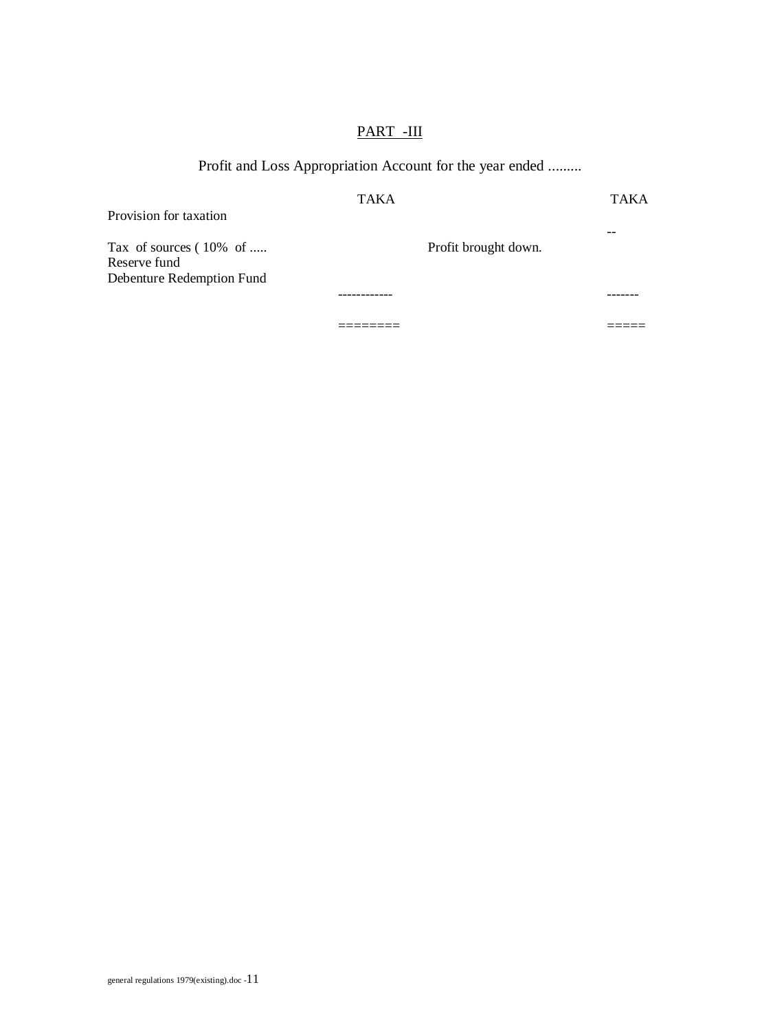## PART -III

Profit and Loss Appropriation Account for the year ended .........

| | TAKA | | TAKA |
|---|---|---|---|
| Provision for taxation | | | |
| | | | -- |
| Tax of sources ( 10% of ..... | | Profit brought down. | |
| Reserve fund | | | |
| Debenture Redemption Fund | | | |
| | ------------ | | ------- |
| | ======== | | ===== |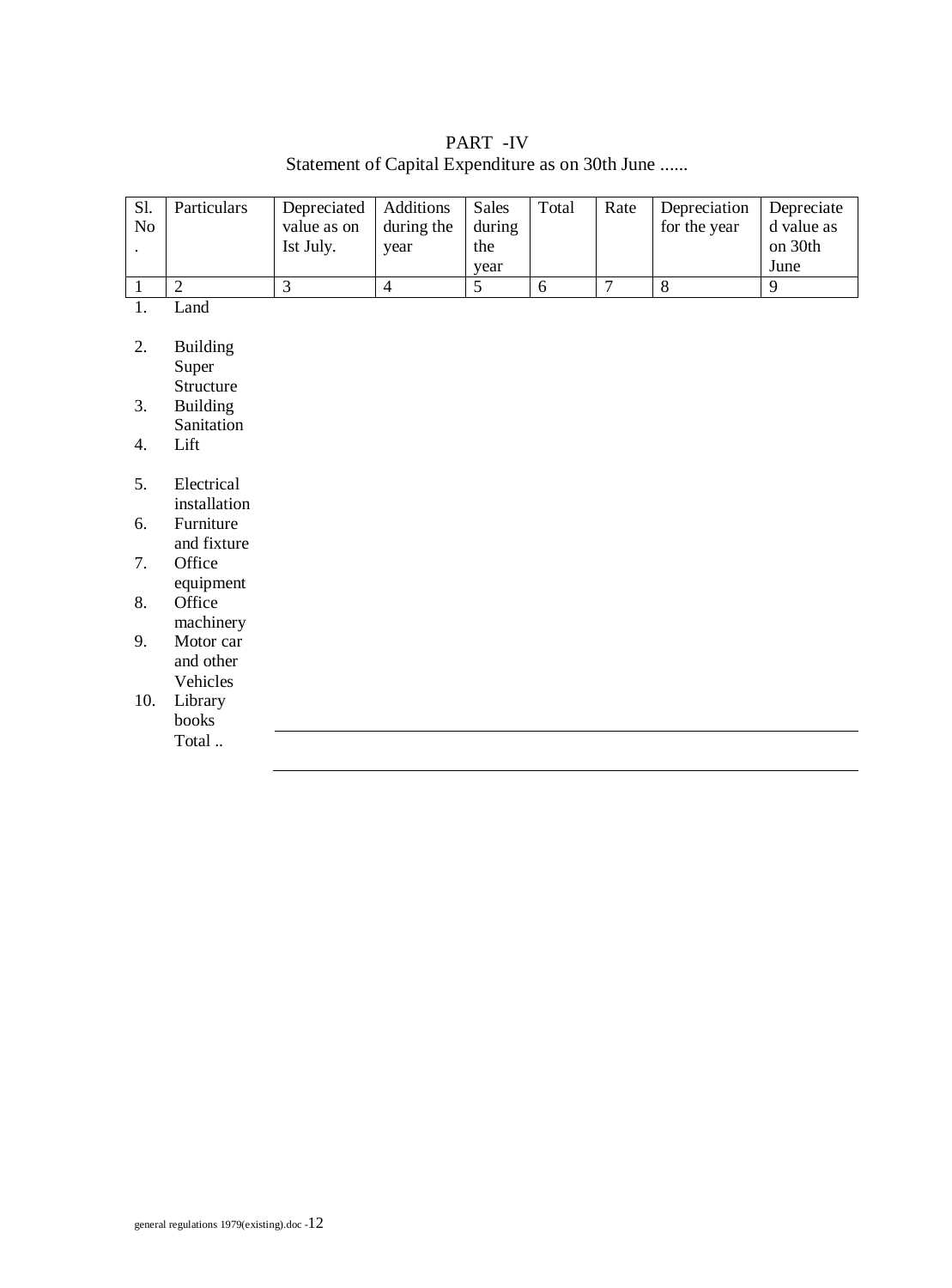PART -IV

Statement of Capital Expenditure as on 30th June ......

| Sl. No. | Particulars | Depreciated value as on Ist July. | Additions during the year | Sales during the year | Total | Rate | Depreciation for the year | Depreciated value as on 30th June |
|---|---|---|---|---|---|---|---|---|
| 1 | 2 | 3 | 4 | 5 | 6 | 7 | 8 | 9 |
| 1. | Land | | | | | | | |
| 2. | Building Super Structure | | | | | | | |
| 3. | Building Sanitation | | | | | | | |
| 4. | Lift | | | | | | | |
| 5. | Electrical installation | | | | | | | |
| 6. | Furniture and fixture | | | | | | | |
| 7. | Office equipment | | | | | | | |
| 8. | Office machinery | | | | | | | |
| 9. | Motor car and other Vehicles | | | | | | | |
| 10. | Library books | | | | | | | |
| | Total .. | | | | | | | |